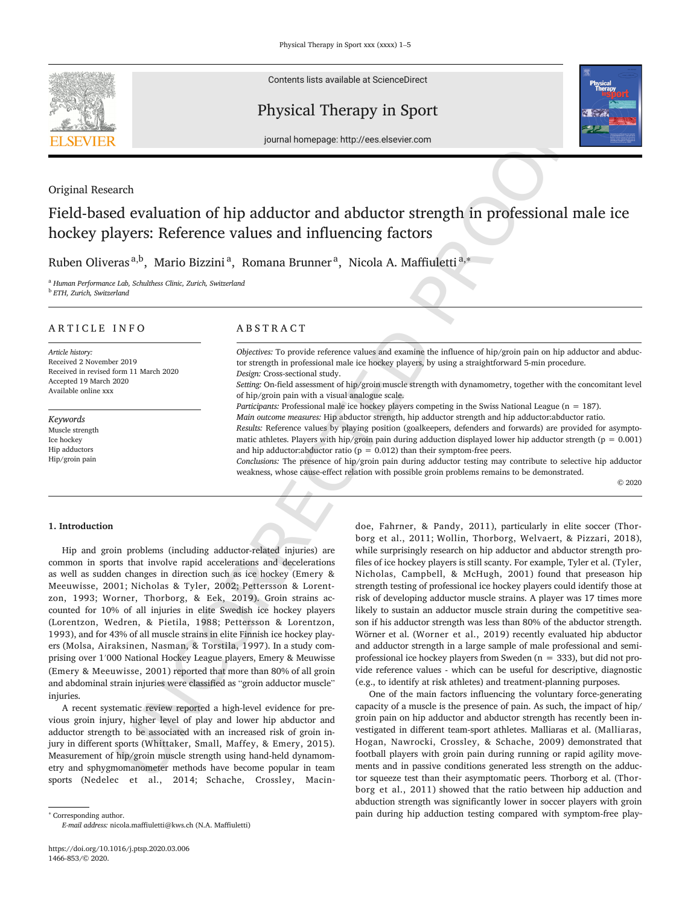Original Research

# Field-based evaluation of hip adductor and abductor strength in professional male ice hockey players: Reference values and influencing factors

Ruben Oliveras[a,b], Mario Bizzini[a], Romana Brunner[a], Nicola A. Maffiuletti[a,*]

[a] Human Performance Lab, Schulthess Clinic, Zurich, Switzerland
[b] ETH, Zurich, Switzerland

## ARTICLE INFO

*Article history:*
Received 2 November 2019
Received in revised form 11 March 2020
Accepted 19 March 2020
Available online xxx

*Keywords*
Muscle strength
Ice hockey
Hip adductors
Hip/groin pain

## ABSTRACT

*Objectives:* To provide reference values and examine the influence of hip/groin pain on hip adductor and abductor strength in professional male ice hockey players, by using a straightforward 5-min procedure.
*Design:* Cross-sectional study.
*Setting:* On-field assessment of hip/groin muscle strength with dynamometry, together with the concomitant level of hip/groin pain with a visual analogue scale.
*Participants:* Professional male ice hockey players competing in the Swiss National League (n = 187).
*Main outcome measures:* Hip abductor strength, hip adductor strength and hip adductor:abductor ratio.
*Results:* Reference values by playing position (goalkeepers, defenders and forwards) are provided for asymptomatic athletes. Players with hip/groin pain during adduction displayed lower hip adductor strength ($p = 0.001$) and hip adductor:abductor ratio ($p = 0.012$) than their symptom-free peers.
*Conclusions:* The presence of hip/groin pain during adductor testing may contribute to selective hip adductor weakness, whose cause-effect relation with possible groin problems remains to be demonstrated.

© 2020

## 1. Introduction

Hip and groin problems (including adductor-related injuries) are common in sports that involve rapid accelerations and decelerations as well as sudden changes in direction such as ice hockey (Emery & Meeuwisse, 2001; Nicholas & Tyler, 2002; Pettersson & Lorentzon, 1993; Worner, Thorborg, & Eek, 2019). Groin strains accounted for 10% of all injuries in elite Swedish ice hockey players (Lorentzon, Wedren, & Pietila, 1988; Pettersson & Lorentzon, 1993), and for 43% of all muscle strains in elite Finnish ice hockey players (Molsa, Airaksinen, Nasman, & Torstila, 1997). In a study comprising over 1′000 National Hockey League players, Emery & Meuwisse (Emery & Meeuwisse, 2001) reported that more than 80% of all groin and abdominal strain injuries were classified as "groin adductor muscle" injuries.

A recent systematic review reported a high-level evidence for previous groin injury, higher level of play and lower hip abductor and adductor strength to be associated with an increased risk of groin injury in different sports (Whittaker, Small, Maffey, & Emery, 2015). Measurement of hip/groin muscle strength using hand-held dynamometry and sphygmomanometer methods have become popular in team sports (Nedelec et al., 2014; Schache, Crossley, Macindoe, Fahrner, & Pandy, 2011), particularly in elite soccer (Thorborg et al., 2011; Wollin, Thorborg, Welvaert, & Pizzari, 2018), while surprisingly research on hip adductor and abductor strength profiles of ice hockey players is still scanty. For example, Tyler et al. (Tyler, Nicholas, Campbell, & McHugh, 2001) found that preseason hip strength testing of professional ice hockey players could identify those at risk of developing adductor muscle strains. A player was 17 times more likely to sustain an adductor muscle strain during the competitive season if his adductor strength was less than 80% of the abductor strength. Wörner et al. (Worner et al., 2019) recently evaluated hip abductor and adductor strength in a large sample of male professional and semi-professional ice hockey players from Sweden (n = 333), but did not provide reference values - which can be useful for descriptive, diagnostic (e.g., to identify at risk athletes) and treatment-planning purposes.

One of the main factors influencing the voluntary force-generating capacity of a muscle is the presence of pain. As such, the impact of hip/groin pain on hip adductor and abductor strength has recently been investigated in different team-sport athletes. Malliaras et al. (Malliaras, Hogan, Nawrocki, Crossley, & Schache, 2009) demonstrated that football players with groin pain during running or rapid agility movements and in passive conditions generated less strength on the adductor squeeze test than their asymptomatic peers. Thorborg et al. (Thorborg et al., 2011) showed that the ratio between hip adduction and abduction strength was significantly lower in soccer players with groin pain during hip adduction testing compared with symptom-free play-

* Corresponding author.
*E-mail address:* nicola.maffiuletti@kws.ch (N.A. Maffiuletti)

https://doi.org/10.1016/j.ptsp.2020.03.006
1466-853/© 2020.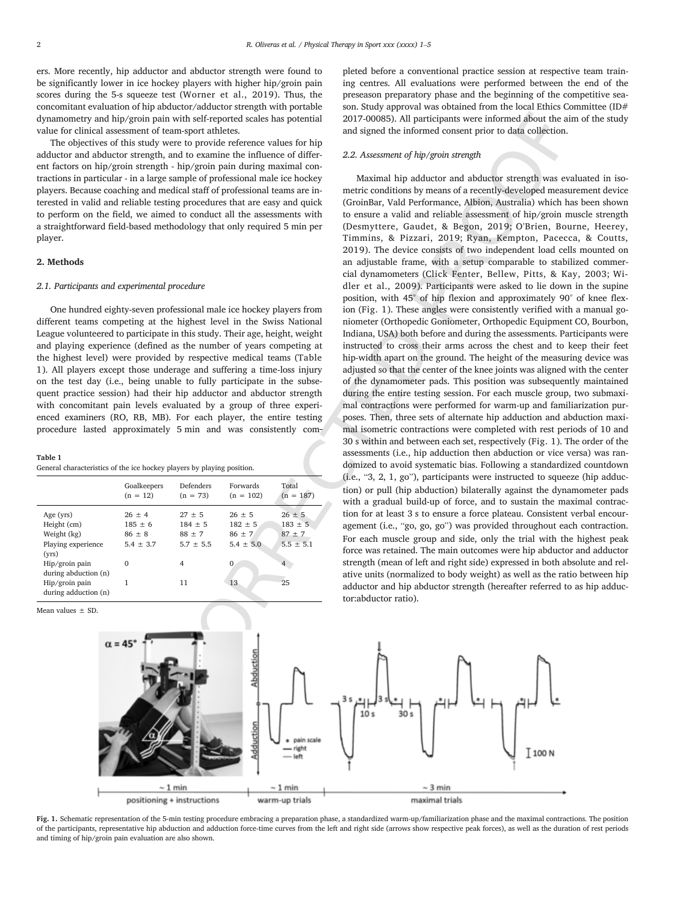ers. More recently, hip adductor and abductor strength were found to be significantly lower in ice hockey players with higher hip/groin pain scores during the 5-s squeeze test (Worner et al., 2019). Thus, the concomitant evaluation of hip abductor/adductor strength with portable dynamometry and hip/groin pain with self-reported scales has potential value for clinical assessment of team-sport athletes.

The objectives of this study were to provide reference values for hip adductor and abductor strength, and to examine the influence of different factors on hip/groin strength - hip/groin pain during maximal contractions in particular - in a large sample of professional male ice hockey players. Because coaching and medical staff of professional teams are interested in valid and reliable testing procedures that are easy and quick to perform on the field, we aimed to conduct all the assessments with a straightforward field-based methodology that only required 5 min per player.

## 2. Methods

### 2.1. Participants and experimental procedure

One hundred eighty-seven professional male ice hockey players from different teams competing at the highest level in the Swiss National League volunteered to participate in this study. Their age, height, weight and playing experience (defined as the number of years competing at the highest level) were provided by respective medical teams (Table 1). All players except those underage and suffering a time-loss injury on the test day (i.e., being unable to fully participate in the subsequent practice session) had their hip adductor and abductor strength with concomitant pain levels evaluated by a group of three experienced examiners (RO, RB, MB). For each player, the entire testing procedure lasted approximately 5 min and was consistently completed before a conventional practice session at respective team training centres. All evaluations were performed between the end of the preseason preparatory phase and the beginning of the competitive season. Study approval was obtained from the local Ethics Committee (ID# 2017-00085). All participants were informed about the aim of the study and signed the informed consent prior to data collection.

**Table 1**
General characteristics of the ice hockey players by playing position.

| | Goalkeepers (n = 12) | Defenders (n = 73) | Forwards (n = 102) | Total (n = 187) |
|---|---|---|---|---|
| Age (yrs) | 26 ± 4 | 27 ± 5 | 26 ± 5 | 26 ± 5 |
| Height (cm) | 185 ± 6 | 184 ± 5 | 182 ± 5 | 183 ± 5 |
| Weight (kg) | 86 ± 8 | 88 ± 7 | 86 ± 7 | 87 ± 7 |
| Playing experience (yrs) | 5.4 ± 3.7 | 5.7 ± 5.5 | 5.4 ± 5.0 | 5.5 ± 5.1 |
| Hip/groin pain during abduction (n) | 0 | 4 | 0 | 4 |
| Hip/groin pain during adduction (n) | 1 | 11 | 13 | 25 |

Mean values ± SD.

### 2.2. Assessment of hip/groin strength

Maximal hip adductor and abductor strength was evaluated in isometric conditions by means of a recently-developed measurement device (GroinBar, Vald Performance, Albion, Australia) which has been shown to ensure a valid and reliable assessment of hip/groin muscle strength (Desmyttere, Gaudet, & Begon, 2019; O'Brien, Bourne, Heerey, Timmins, & Pizzari, 2019; Ryan, Kempton, Pacecca, & Coutts, 2019). The device consists of two independent load cells mounted on an adjustable frame, with a setup comparable to stabilized commercial dynamometers (Click Fenter, Bellew, Pitts, & Kay, 2003; Widler et al., 2009). Participants were asked to lie down in the supine position, with 45° of hip flexion and approximately 90° of knee flexion (Fig. 1). These angles were consistently verified with a manual goniometer (Orthopedic Goniometer, Orthopedic Equipment CO, Bourbon, Indiana, USA) both before and during the assessments. Participants were instructed to cross their arms across the chest and to keep their feet hip-width apart on the ground. The height of the measuring device was adjusted so that the center of the knee joints was aligned with the center of the dynamometer pads. This position was subsequently maintained during the entire testing session. For each muscle group, two submaximal contractions were performed for warm-up and familiarization purposes. Then, three sets of alternate hip adduction and abduction maximal isometric contractions were completed with rest periods of 10 and 30 s within and between each set, respectively (Fig. 1). The order of the assessments (i.e., hip adduction then abduction or vice versa) was randomized to avoid systematic bias. Following a standardized countdown (i.e., "3, 2, 1, go"), participants were instructed to squeeze (hip adduction) or pull (hip abduction) bilaterally against the dynamometer pads with a gradual build-up of force, and to sustain the maximal contraction for at least 3 s to ensure a force plateau. Consistent verbal encouragement (i.e., "go, go, go") was provided throughout each contraction. For each muscle group and side, only the trial with the highest peak force was retained. The main outcomes were hip abductor and adductor strength (mean of left and right side) expressed in both absolute and relative units (normalized to body weight) as well as the ratio between hip adductor and hip abductor strength (hereafter referred to as hip adductor:abductor ratio).

**Fig. 1.** Schematic representation of the 5-min testing procedure embracing a preparation phase, a standardized warm-up/familiarization phase and the maximal contractions. The position of the participants, representative hip abduction and adduction force-time curves from the left and right side (arrows show respective peak forces), as well as the duration of rest periods and timing of hip/groin pain evaluation are also shown.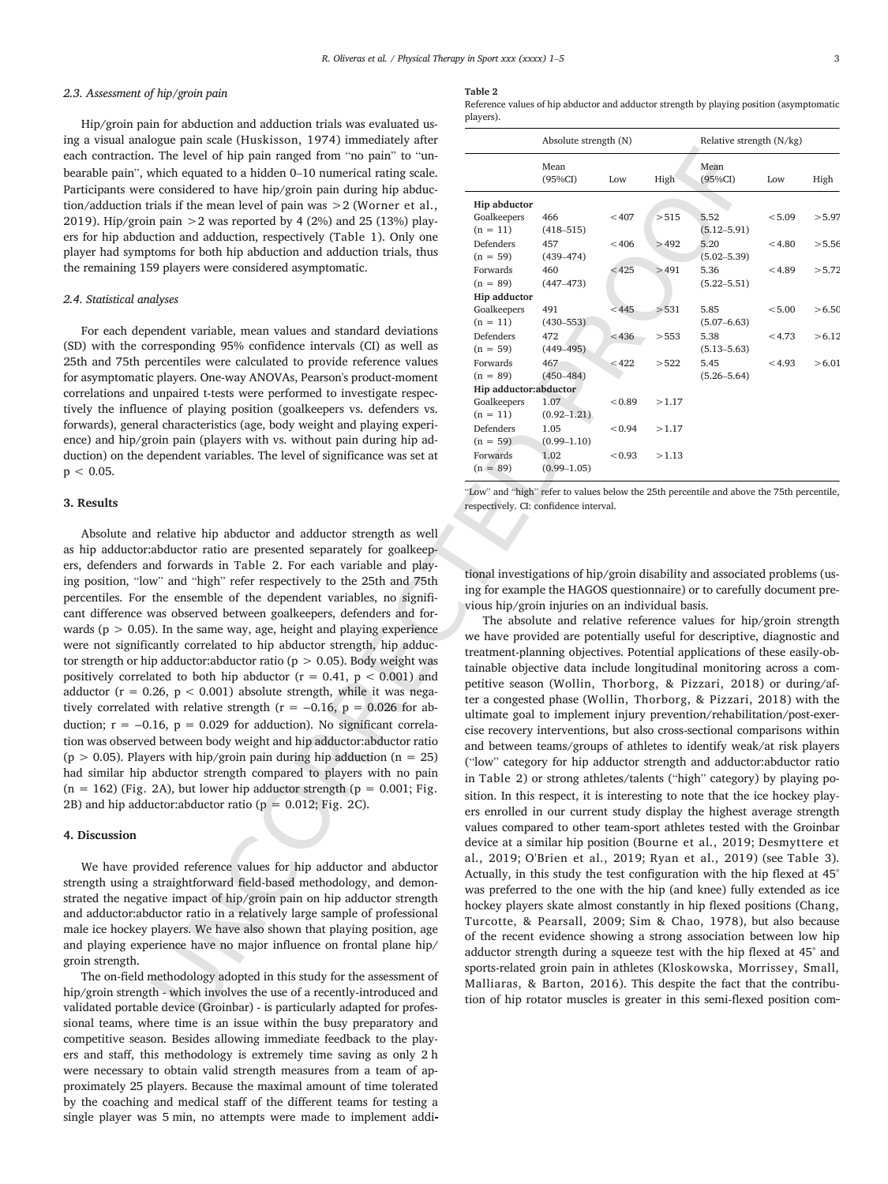### 2.3. Assessment of hip/groin pain

Hip/groin pain for abduction and adduction trials was evaluated using a visual analogue pain scale (Huskisson, 1974) immediately after each contraction. The level of hip pain ranged from "no pain" to "unbearable pain", which equated to a hidden 0–10 numerical rating scale. Participants were considered to have hip/groin pain during hip abduction/adduction trials if the mean level of pain was >2 (Worner et al., 2019). Hip/groin pain >2 was reported by 4 (2%) and 25 (13%) players for hip abduction and adduction, respectively (Table 1). Only one player had symptoms for both hip abduction and adduction trials, thus the remaining 159 players were considered asymptomatic.

### 2.4. Statistical analyses

For each dependent variable, mean values and standard deviations (SD) with the corresponding 95% confidence intervals (CI) as well as 25th and 75th percentiles were calculated to provide reference values for asymptomatic players. One-way ANOVAs, Pearson's product-moment correlations and unpaired t-tests were performed to investigate respectively the influence of playing position (goalkeepers vs. defenders vs. forwards), general characteristics (age, body weight and playing experience) and hip/groin pain (players with vs. without pain during hip adduction) on the dependent variables. The level of significance was set at $p < 0.05$.

## 3. Results

Absolute and relative hip abductor and adductor strength as well as hip adductor:abductor ratio are presented separately for goalkeepers, defenders and forwards in Table 2. For each variable and playing position, "low" and "high" refer respectively to the 25th and 75th percentiles. For the ensemble of the dependent variables, no significant difference was observed between goalkeepers, defenders and forwards ($p > 0.05$). In the same way, age, height and playing experience were not significantly correlated to hip abductor strength, hip adductor strength or hip adductor:abductor ratio ($p > 0.05$). Body weight was positively correlated to both hip abductor ($r = 0.41$, $p < 0.001$) and adductor ($r = 0.26$, $p < 0.001$) absolute strength, while it was negatively correlated with relative strength ($r = -0.16$, $p = 0.026$ for abduction; $r = -0.16$, $p = 0.029$ for adduction). No significant correlation was observed between body weight and hip adductor:abductor ratio ($p > 0.05$). Players with hip/groin pain during hip adduction (n = 25) had similar hip abductor strength compared to players with no pain (n = 162) (Fig. 2A), but lower hip adductor strength ($p = 0.001$; Fig. 2B) and hip adductor:abductor ratio ($p = 0.012$; Fig. 2C).

**Table 2**
Reference values of hip abductor and adductor strength by playing position (asymptomatic players).

| | Absolute strength (N) | | | Relative strength (N/kg) | | |
|---|---|---|---|---|---|---|
| | Mean (95%CI) | Low | High | Mean (95%CI) | Low | High |
| **Hip abductor** | | | | | | |
| Goalkeepers (n = 11) | 466 (418–515) | <407 | >515 | 5.52 (5.12–5.91) | <5.09 | >5.97 |
| Defenders (n = 59) | 457 (439–474) | <406 | >492 | 5.20 (5.02–5.39) | <4.80 | >5.56 |
| Forwards (n = 89) | 460 (447–473) | <425 | >491 | 5.36 (5.22–5.51) | <4.89 | >5.72 |
| **Hip adductor** | | | | | | |
| Goalkeepers (n = 11) | 491 (430–553) | <445 | >531 | 5.85 (5.07–6.63) | <5.00 | >6.50 |
| Defenders (n = 59) | 472 (449–495) | <436 | >553 | 5.38 (5.13–5.63) | <4.73 | >6.12 |
| Forwards (n = 89) | 467 (450–484) | <422 | >522 | 5.45 (5.26–5.64) | <4.93 | >6.01 |
| **Hip adductor:abductor** | | | | | | |
| Goalkeepers (n = 11) | 1.07 (0.92–1.21) | <0.89 | >1.17 | | | |
| Defenders (n = 59) | 1.05 (0.99–1.10) | <0.94 | >1.17 | | | |
| Forwards (n = 89) | 1.02 (0.99–1.05) | <0.93 | >1.13 | | | |

"Low" and "high" refer to values below the 25th percentile and above the 75th percentile, respectively. CI: confidence interval.

## 4. Discussion

We have provided reference values for hip adductor and abductor strength using a straightforward field-based methodology, and demonstrated the negative impact of hip/groin pain on hip adductor strength and adductor:abductor ratio in a relatively large sample of professional male ice hockey players. We have also shown that playing position, age and playing experience have no major influence on frontal plane hip/groin strength.

The on-field methodology adopted in this study for the assessment of hip/groin strength - which involves the use of a recently-introduced and validated portable device (Groinbar) - is particularly adapted for professional teams, where time is an issue within the busy preparatory and competitive season. Besides allowing immediate feedback to the players and staff, this methodology is extremely time saving as only 2 h were necessary to obtain valid strength measures from a team of approximately 25 players. Because the maximal amount of time tolerated by the coaching and medical staff of the different teams for testing a single player was 5 min, no attempts were made to implement additional investigations of hip/groin disability and associated problems (using for example the HAGOS questionnaire) or to carefully document previous hip/groin injuries on an individual basis.

The absolute and relative reference values for hip/groin strength we have provided are potentially useful for descriptive, diagnostic and treatment-planning objectives. Potential applications of these easily-obtainable objective data include longitudinal monitoring across a competitive season (Wollin, Thorborg, & Pizzari, 2018) or during/after a congested phase (Wollin, Thorborg, & Pizzari, 2018) with the ultimate goal to implement injury prevention/rehabilitation/post-exercise recovery interventions, but also cross-sectional comparisons within and between teams/groups of athletes to identify weak/at risk players ("low" category for hip adductor strength and adductor:abductor ratio in Table 2) or strong athletes/talents ("high" category) by playing position. In this respect, it is interesting to note that the ice hockey players enrolled in our current study display the highest average strength values compared to other team-sport athletes tested with the Groinbar device at a similar hip position (Bourne et al., 2019; Desmyttere et al., 2019; O'Brien et al., 2019; Ryan et al., 2019) (see Table 3). Actually, in this study the test configuration with the hip flexed at 45° was preferred to the one with the hip (and knee) fully extended as ice hockey players skate almost constantly in hip flexed positions (Chang, Turcotte, & Pearsall, 2009; Sim & Chao, 1978), but also because of the recent evidence showing a strong association between low hip adductor strength during a squeeze test with the hip flexed at 45° and sports-related groin pain in athletes (Kloskowska, Morrissey, Small, Malliaras, & Barton, 2016). This despite the fact that the contribution of hip rotator muscles is greater in this semi-flexed position com-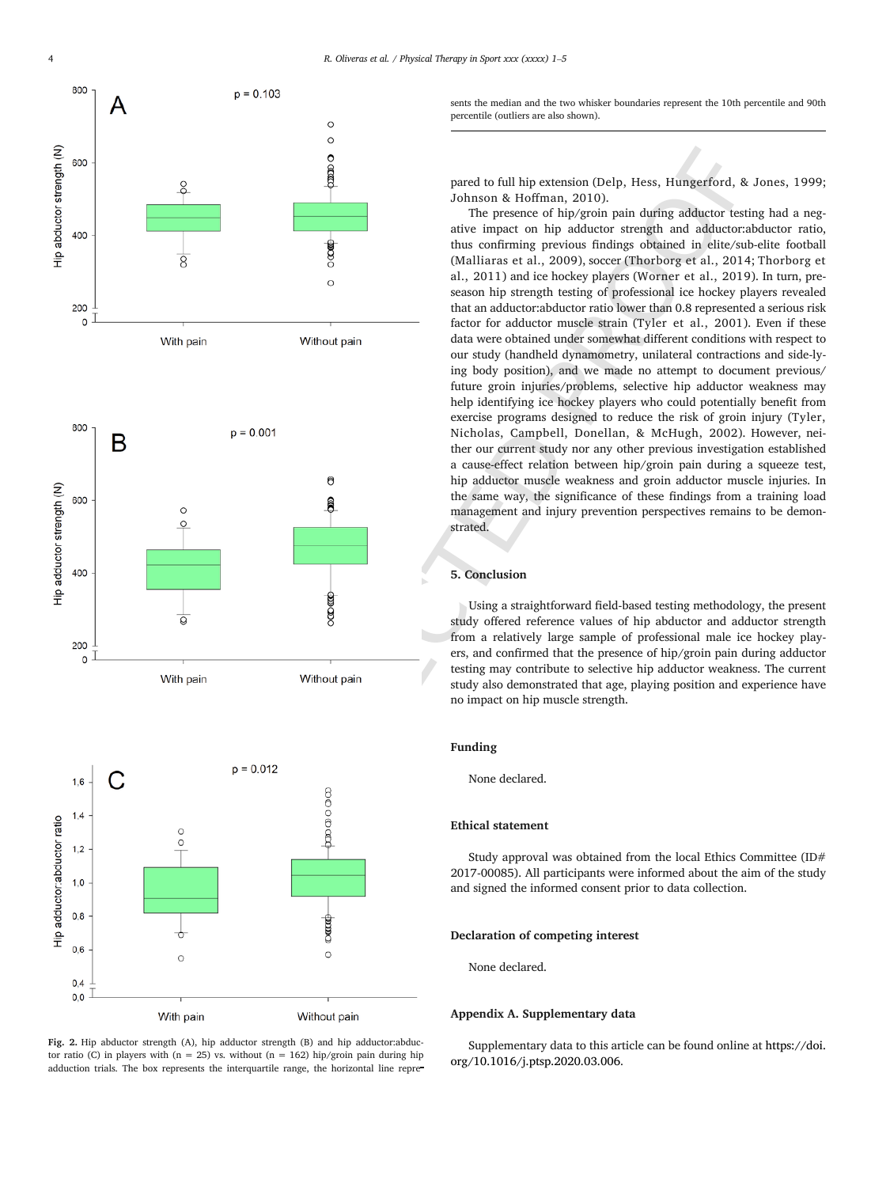Fig. 2. Hip abductor strength (A), hip adductor strength (B) and hip adductor:abductor ratio (C) in players with (n = 25) vs. without (n = 162) hip/groin pain during hip adduction trials. The box represents the interquartile range, the horizontal line represents the median and the two whisker boundaries represent the 10th percentile and 90th percentile (outliers are also shown).

pared to full hip extension (Delp, Hess, Hungerford, & Jones, 1999; Johnson & Hoffman, 2010).

The presence of hip/groin pain during adductor testing had a negative impact on hip adductor strength and adductor:abductor ratio, thus confirming previous findings obtained in elite/sub-elite football (Malliaras et al., 2009), soccer (Thorborg et al., 2014; Thorborg et al., 2011) and ice hockey players (Worner et al., 2019). In turn, preseason hip strength testing of professional ice hockey players revealed that an adductor:abductor ratio lower than 0.8 represented a serious risk factor for adductor muscle strain (Tyler et al., 2001). Even if these data were obtained under somewhat different conditions with respect to our study (handheld dynamometry, unilateral contractions and side-lying body position), and we made no attempt to document previous/future groin injuries/problems, selective hip adductor weakness may help identifying ice hockey players who could potentially benefit from exercise programs designed to reduce the risk of groin injury (Tyler, Nicholas, Campbell, Donellan, & McHugh, 2002). However, neither our current study nor any other previous investigation established a cause-effect relation between hip/groin pain during a squeeze test, hip adductor muscle weakness and groin adductor muscle injuries. In the same way, the significance of these findings from a training load management and injury prevention perspectives remains to be demonstrated.

## 5. Conclusion

Using a straightforward field-based testing methodology, the present study offered reference values of hip abductor and adductor strength from a relatively large sample of professional male ice hockey players, and confirmed that the presence of hip/groin pain during adductor testing may contribute to selective hip adductor weakness. The current study also demonstrated that age, playing position and experience have no impact on hip muscle strength.

## Funding

None declared.

## Ethical statement

Study approval was obtained from the local Ethics Committee (ID# 2017-00085). All participants were informed about the aim of the study and signed the informed consent prior to data collection.

## Declaration of competing interest

None declared.

## Appendix A. Supplementary data

Supplementary data to this article can be found online at https://doi.org/10.1016/j.ptsp.2020.03.006.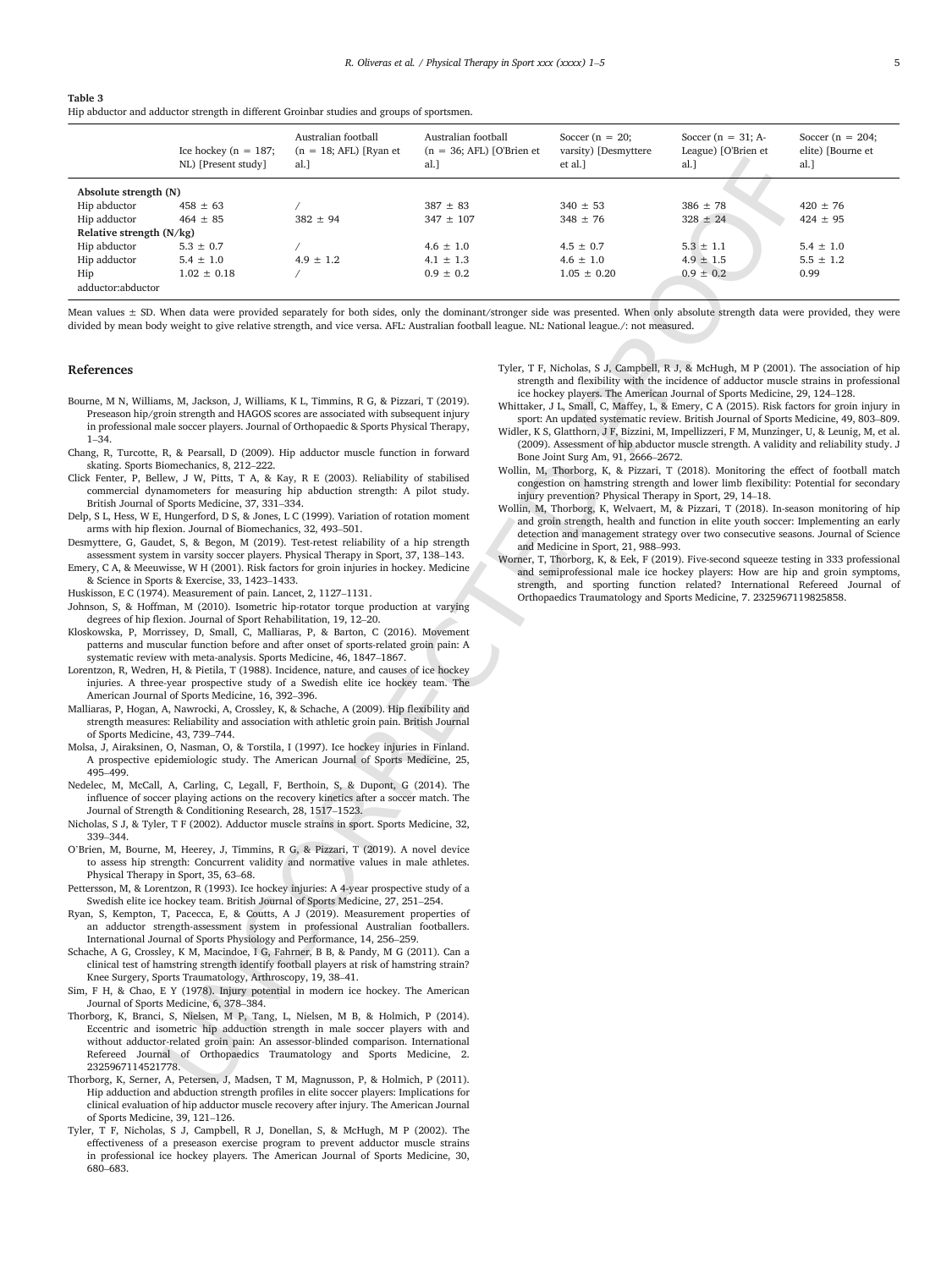**Table 3**
Hip abductor and adductor strength in different Groinbar studies and groups of sportsmen.

| | Ice hockey (n = 187; NL) [Present study] | Australian football (n = 18; AFL) [Ryan et al.] | Australian football (n = 36; AFL) [O'Brien et al.] | Soccer (n = 20; varsity) [Desmyttere et al.] | Soccer (n = 31; A-League) [O'Brien et al.] | Soccer (n = 204; elite) [Bourne et al.] |
|---|---|---|---|---|---|---|
| **Absolute strength (N)** | | | | | | |
| Hip abductor | 458 ± 63 | / | 387 ± 83 | 340 ± 53 | 386 ± 78 | 420 ± 76 |
| Hip adductor | 464 ± 85 | 382 ± 94 | 347 ± 107 | 348 ± 76 | 328 ± 24 | 424 ± 95 |
| **Relative strength (N/kg)** | | | | | | |
| Hip abductor | 5.3 ± 0.7 | / | 4.6 ± 1.0 | 4.5 ± 0.7 | 5.3 ± 1.1 | 5.4 ± 1.0 |
| Hip adductor | 5.4 ± 1.0 | 4.9 ± 1.2 | 4.1 ± 1.3 | 4.6 ± 1.0 | 4.9 ± 1.5 | 5.5 ± 1.2 |
| Hip adductor:abductor | 1.02 ± 0.18 | / | 0.9 ± 0.2 | 1.05 ± 0.20 | 0.9 ± 0.2 | 0.99 |

Mean values ± SD. When data were provided separately for both sides, only the dominant/stronger side was presented. When only absolute strength data were provided, they were divided by mean body weight to give relative strength, and vice versa. AFL: Australian football league. NL: National league./: not measured.

## References

Bourne, M N, Williams, M, Jackson, J, Williams, K L, Timmins, R G, & Pizzari, T (2019). Preseason hip/groin strength and HAGOS scores are associated with subsequent injury in professional male soccer players. Journal of Orthopaedic & Sports Physical Therapy, 1–34.

Chang, R, Turcotte, R, & Pearsall, D (2009). Hip adductor muscle function in forward skating. Sports Biomechanics, 8, 212–222.

Click Fenter, P, Bellew, J W, Pitts, T A, & Kay, R E (2003). Reliability of stabilised commercial dynamometers for measuring hip abduction strength: A pilot study. British Journal of Sports Medicine, 37, 331–334.

Delp, S L, Hess, W E, Hungerford, D S, & Jones, L C (1999). Variation of rotation moment arms with hip flexion. Journal of Biomechanics, 32, 493–501.

Desmyttere, G, Gaudet, S, & Begon, M (2019). Test-retest reliability of a hip strength assessment system in varsity soccer players. Physical Therapy in Sport, 37, 138–143.

Emery, C A, & Meeuwisse, W H (2001). Risk factors for groin injuries in hockey. Medicine & Science in Sports & Exercise, 33, 1423–1433.

Huskisson, E C (1974). Measurement of pain. Lancet, 2, 1127–1131.

Johnson, S, & Hoffman, M (2010). Isometric hip-rotator torque production at varying degrees of hip flexion. Journal of Sport Rehabilitation, 19, 12–20.

Kloskowska, P, Morrissey, D, Small, C, Malliaras, P, & Barton, C (2016). Movement patterns and muscular function before and after onset of sports-related groin pain: A systematic review with meta-analysis. Sports Medicine, 46, 1847–1867.

Lorentzon, R, Wedren, H, & Pietila, T (1988). Incidence, nature, and causes of ice hockey injuries. A three-year prospective study of a Swedish elite ice hockey team. The American Journal of Sports Medicine, 16, 392–396.

Malliaras, P, Hogan, A, Nawrocki, A, Crossley, K, & Schache, A (2009). Hip flexibility and strength measures: Reliability and association with athletic groin pain. British Journal of Sports Medicine, 43, 739–744.

Molsa, J, Airaksinen, O, Nasman, O, & Torstila, I (1997). Ice hockey injuries in Finland. A prospective epidemiologic study. The American Journal of Sports Medicine, 25, 495–499.

Nedelec, M, McCall, A, Carling, C, Legall, F, Berthoin, S, & Dupont, G (2014). The influence of soccer playing actions on the recovery kinetics after a soccer match. The Journal of Strength & Conditioning Research, 28, 1517–1523.

Nicholas, S J, & Tyler, T F (2002). Adductor muscle strains in sport. Sports Medicine, 32, 339–344.

O`Brien, M, Bourne, M, Heerey, J, Timmins, R G, & Pizzari, T (2019). A novel device to assess hip strength: Concurrent validity and normative values in male athletes. Physical Therapy in Sport, 35, 63–68.

Pettersson, M, & Lorentzon, R (1993). Ice hockey injuries: A 4-year prospective study of a Swedish elite ice hockey team. British Journal of Sports Medicine, 27, 251–254.

Ryan, S, Kempton, T, Pacecca, E, & Coutts, A J (2019). Measurement properties of an adductor strength-assessment system in professional Australian footballers. International Journal of Sports Physiology and Performance, 14, 256–259.

Schache, A G, Crossley, K M, Macindoe, I G, Fahrner, B B, & Pandy, M G (2011). Can a clinical test of hamstring strength identify football players at risk of hamstring strain? Knee Surgery, Sports Traumatology, Arthroscopy, 19, 38–41.

Sim, F H, & Chao, E Y (1978). Injury potential in modern ice hockey. The American Journal of Sports Medicine, 6, 378–384.

Thorborg, K, Branci, S, Nielsen, M P, Tang, L, Nielsen, M B, & Holmich, P (2014). Eccentric and isometric hip adduction strength in male soccer players with and without adductor-related groin pain: An assessor-blinded comparison. International Refereed Journal of Orthopaedics Traumatology and Sports Medicine, 2. 2325967114521778.

Thorborg, K, Serner, A, Petersen, J, Madsen, T M, Magnusson, P, & Holmich, P (2011). Hip adduction and abduction strength profiles in elite soccer players: Implications for clinical evaluation of hip adductor muscle recovery after injury. The American Journal of Sports Medicine, 39, 121–126.

Tyler, T F, Nicholas, S J, Campbell, R J, Donellan, S, & McHugh, M P (2002). The effectiveness of a preseason exercise program to prevent adductor muscle strains in professional ice hockey players. The American Journal of Sports Medicine, 30, 680–683.

Tyler, T F, Nicholas, S J, Campbell, R J, & McHugh, M P (2001). The association of hip strength and flexibility with the incidence of adductor muscle strains in professional ice hockey players. The American Journal of Sports Medicine, 29, 124–128.

Whittaker, J L, Small, C, Maffey, L, & Emery, C A (2015). Risk factors for groin injury in sport: An updated systematic review. British Journal of Sports Medicine, 49, 803–809.

Widler, K S, Glatthorn, J F, Bizzini, M, Impellizzeri, F M, Munzinger, U, & Leunig, M, et al. (2009). Assessment of hip abductor muscle strength. A validity and reliability study. J Bone Joint Surg Am, 91, 2666–2672.

Wollin, M, Thorborg, K, & Pizzari, T (2018). Monitoring the effect of football match congestion on hamstring strength and lower limb flexibility: Potential for secondary injury prevention? Physical Therapy in Sport, 29, 14–18.

Wollin, M, Thorborg, K, Welvaert, M, & Pizzari, T (2018). In-season monitoring of hip and groin strength, health and function in elite youth soccer: Implementing an early detection and management strategy over two consecutive seasons. Journal of Science and Medicine in Sport, 21, 988–993.

Wörner, T, Thorborg, K, & Eek, F (2019). Five-second squeeze testing in 333 professional and semiprofessional male ice hockey players: How are hip and groin symptoms, strength, and sporting function related? International Refereed Journal of Orthopaedics Traumatology and Sports Medicine, 7. 2325967119825858.